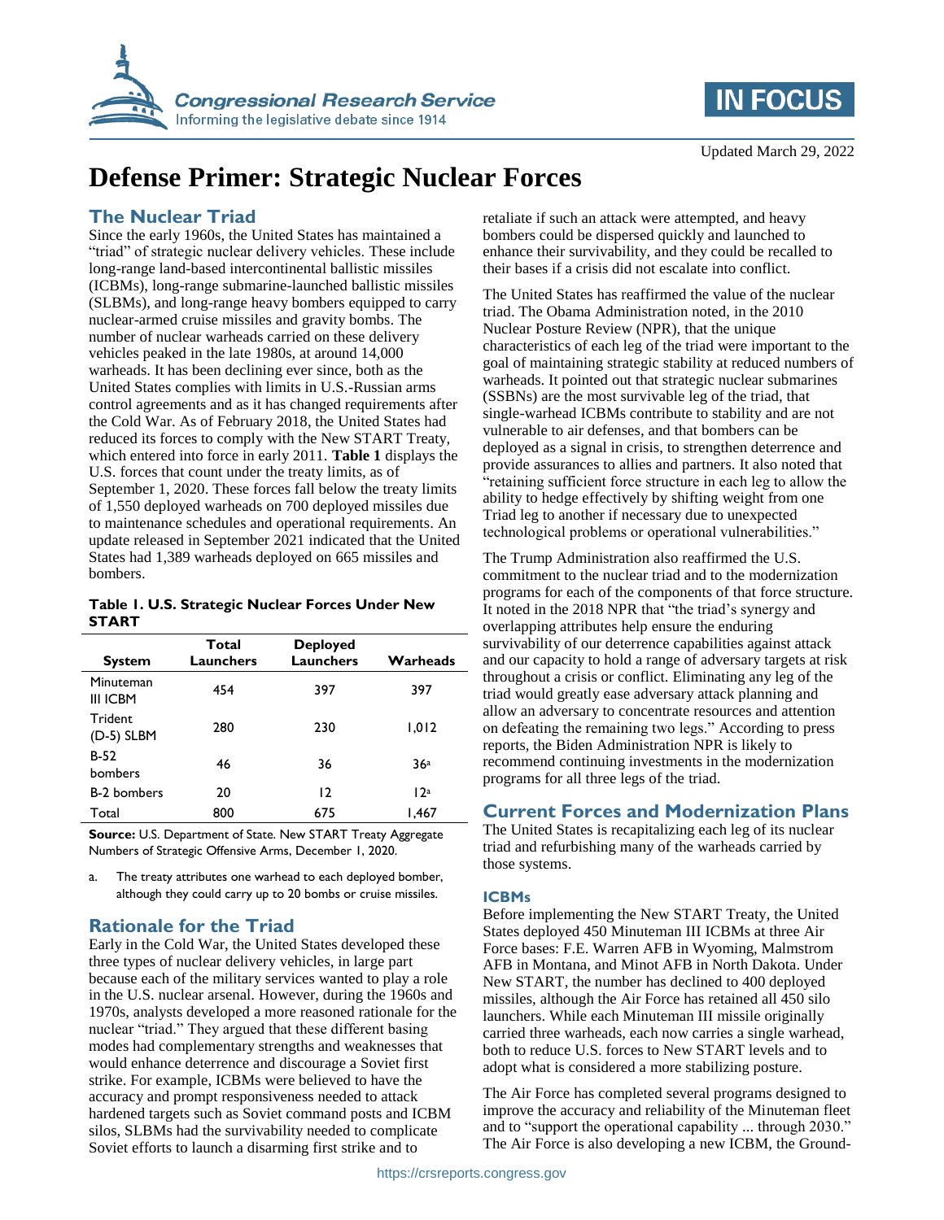Updated March 29, 2022

# Defense Primer: Strategic Nuclear Forces

## The Nuclear Triad

Since the early 1960s, the United States has maintained a "triad" of strategic nuclear delivery vehicles. These include long-range land-based intercontinental ballistic missiles (ICBMs), long-range submarine-launched ballistic missiles (SLBMs), and long-range heavy bombers equipped to carry nuclear-armed cruise missiles and gravity bombs. The number of nuclear warheads carried on these delivery vehicles peaked in the late 1980s, at around 14,000 warheads. It has been declining ever since, both as the United States complies with limits in U.S.-Russian arms control agreements and as it has changed requirements after the Cold War. As of February 2018, the United States had reduced its forces to comply with the New START Treaty, which entered into force in early 2011. **Table 1** displays the U.S. forces that count under the treaty limits, as of September 1, 2020. These forces fall below the treaty limits of 1,550 deployed warheads on 700 deployed missiles due to maintenance schedules and operational requirements. An update released in September 2021 indicated that the United States had 1,389 warheads deployed on 665 missiles and bombers.

**Table 1. U.S. Strategic Nuclear Forces Under New START**

| System | Total Launchers | Deployed Launchers | Warheads |
|---|---|---|---|
| Minuteman III ICBM | 454 | 397 | 397 |
| Trident (D-5) SLBM | 280 | 230 | 1,012 |
| B-52 bombers | 46 | 36 | 36[a] |
| B-2 bombers | 20 | 12 | 12[a] |
| Total | 800 | 675 | 1,467 |

**Source:** U.S. Department of State. New START Treaty Aggregate Numbers of Strategic Offensive Arms, December 1, 2020.

a. The treaty attributes one warhead to each deployed bomber, although they could carry up to 20 bombs or cruise missiles.

## Rationale for the Triad

Early in the Cold War, the United States developed these three types of nuclear delivery vehicles, in large part because each of the military services wanted to play a role in the U.S. nuclear arsenal. However, during the 1960s and 1970s, analysts developed a more reasoned rationale for the nuclear "triad." They argued that these different basing modes had complementary strengths and weaknesses that would enhance deterrence and discourage a Soviet first strike. For example, ICBMs were believed to have the accuracy and prompt responsiveness needed to attack hardened targets such as Soviet command posts and ICBM silos, SLBMs had the survivability needed to complicate Soviet efforts to launch a disarming first strike and to retaliate if such an attack were attempted, and heavy bombers could be dispersed quickly and launched to enhance their survivability, and they could be recalled to their bases if a crisis did not escalate into conflict.

The United States has reaffirmed the value of the nuclear triad. The Obama Administration noted, in the 2010 Nuclear Posture Review (NPR), that the unique characteristics of each leg of the triad were important to the goal of maintaining strategic stability at reduced numbers of warheads. It pointed out that strategic nuclear submarines (SSBNs) are the most survivable leg of the triad, that single-warhead ICBMs contribute to stability and are not vulnerable to air defenses, and that bombers can be deployed as a signal in crisis, to strengthen deterrence and provide assurances to allies and partners. It also noted that "retaining sufficient force structure in each leg to allow the ability to hedge effectively by shifting weight from one Triad leg to another if necessary due to unexpected technological problems or operational vulnerabilities."

The Trump Administration also reaffirmed the U.S. commitment to the nuclear triad and to the modernization programs for each of the components of that force structure. It noted in the 2018 NPR that "the triad's synergy and overlapping attributes help ensure the enduring survivability of our deterrence capabilities against attack and our capacity to hold a range of adversary targets at risk throughout a crisis or conflict. Eliminating any leg of the triad would greatly ease adversary attack planning and allow an adversary to concentrate resources and attention on defeating the remaining two legs." According to press reports, the Biden Administration NPR is likely to recommend continuing investments in the modernization programs for all three legs of the triad.

## Current Forces and Modernization Plans

The United States is recapitalizing each leg of its nuclear triad and refurbishing many of the warheads carried by those systems.

### ICBMs

Before implementing the New START Treaty, the United States deployed 450 Minuteman III ICBMs at three Air Force bases: F.E. Warren AFB in Wyoming, Malmstrom AFB in Montana, and Minot AFB in North Dakota. Under New START, the number has declined to 400 deployed missiles, although the Air Force has retained all 450 silo launchers. While each Minuteman III missile originally carried three warheads, each now carries a single warhead, both to reduce U.S. forces to New START levels and to adopt what is considered a more stabilizing posture.

The Air Force has completed several programs designed to improve the accuracy and reliability of the Minuteman fleet and to "support the operational capability ... through 2030." The Air Force is also developing a new ICBM, the Ground-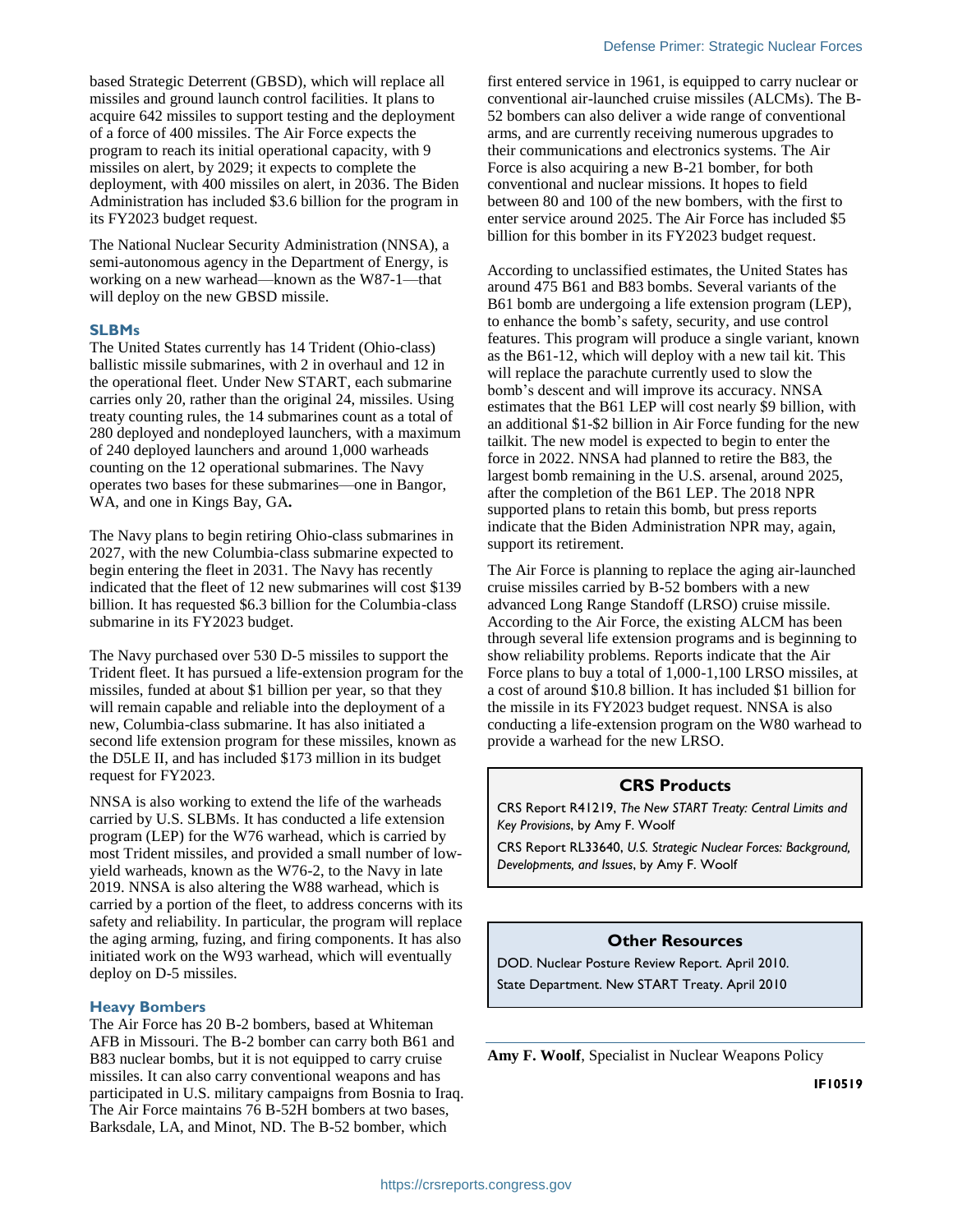based Strategic Deterrent (GBSD), which will replace all missiles and ground launch control facilities. It plans to acquire 642 missiles to support testing and the deployment of a force of 400 missiles. The Air Force expects the program to reach its initial operational capacity, with 9 missiles on alert, by 2029; it expects to complete the deployment, with 400 missiles on alert, in 2036. The Biden Administration has included $3.6 billion for the program in its FY2023 budget request.

The National Nuclear Security Administration (NNSA), a semi-autonomous agency in the Department of Energy, is working on a new warhead—known as the W87-1—that will deploy on the new GBSD missile.

### SLBMs

The United States currently has 14 Trident (Ohio-class) ballistic missile submarines, with 2 in overhaul and 12 in the operational fleet. Under New START, each submarine carries only 20, rather than the original 24, missiles. Using treaty counting rules, the 14 submarines count as a total of 280 deployed and nondeployed launchers, with a maximum of 240 deployed launchers and around 1,000 warheads counting on the 12 operational submarines. The Navy operates two bases for these submarines—one in Bangor, WA, and one in Kings Bay, GA**.**

The Navy plans to begin retiring Ohio-class submarines in 2027, with the new Columbia-class submarine expected to begin entering the fleet in 2031. The Navy has recently indicated that the fleet of 12 new submarines will cost $139 billion. It has requested $6.3 billion for the Columbia-class submarine in its FY2023 budget.

The Navy purchased over 530 D-5 missiles to support the Trident fleet. It has pursued a life-extension program for the missiles, funded at about $1 billion per year, so that they will remain capable and reliable into the deployment of a new, Columbia-class submarine. It has also initiated a second life extension program for these missiles, known as the D5LE II, and has included $173 million in its budget request for FY2023.

NNSA is also working to extend the life of the warheads carried by U.S. SLBMs. It has conducted a life extension program (LEP) for the W76 warhead, which is carried by most Trident missiles, and provided a small number of low-yield warheads, known as the W76-2, to the Navy in late 2019. NNSA is also altering the W88 warhead, which is carried by a portion of the fleet, to address concerns with its safety and reliability. In particular, the program will replace the aging arming, fuzing, and firing components. It has also initiated work on the W93 warhead, which will eventually deploy on D-5 missiles.

### Heavy Bombers

The Air Force has 20 B-2 bombers, based at Whiteman AFB in Missouri. The B-2 bomber can carry both B61 and B83 nuclear bombs, but it is not equipped to carry cruise missiles. It can also carry conventional weapons and has participated in U.S. military campaigns from Bosnia to Iraq. The Air Force maintains 76 B-52H bombers at two bases, Barksdale, LA, and Minot, ND. The B-52 bomber, which first entered service in 1961, is equipped to carry nuclear or conventional air-launched cruise missiles (ALCMs). The B-52 bombers can also deliver a wide range of conventional arms, and are currently receiving numerous upgrades to their communications and electronics systems. The Air Force is also acquiring a new B-21 bomber, for both conventional and nuclear missions. It hopes to field between 80 and 100 of the new bombers, with the first to enter service around 2025. The Air Force has included $5 billion for this bomber in its FY2023 budget request.

According to unclassified estimates, the United States has around 475 B61 and B83 bombs. Several variants of the B61 bomb are undergoing a life extension program (LEP), to enhance the bomb's safety, security, and use control features. This program will produce a single variant, known as the B61-12, which will deploy with a new tail kit. This will replace the parachute currently used to slow the bomb's descent and will improve its accuracy. NNSA estimates that the B61 LEP will cost nearly $9 billion, with an additional $1-$2 billion in Air Force funding for the new tailkit. The new model is expected to begin to enter the force in 2022. NNSA had planned to retire the B83, the largest bomb remaining in the U.S. arsenal, around 2025, after the completion of the B61 LEP. The 2018 NPR supported plans to retain this bomb, but press reports indicate that the Biden Administration NPR may, again, support its retirement.

The Air Force is planning to replace the aging air-launched cruise missiles carried by B-52 bombers with a new advanced Long Range Standoff (LRSO) cruise missile. According to the Air Force, the existing ALCM has been through several life extension programs and is beginning to show reliability problems. Reports indicate that the Air Force plans to buy a total of 1,000-1,100 LRSO missiles, at a cost of around $10.8 billion. It has included $1 billion for the missile in its FY2023 budget request. NNSA is also conducting a life-extension program on the W80 warhead to provide a warhead for the new LRSO.

### CRS Products

CRS Report R41219, *The New START Treaty: Central Limits and Key Provisions*, by Amy F. Woolf

CRS Report RL33640, *U.S. Strategic Nuclear Forces: Background, Developments, and Issues*, by Amy F. Woolf

### Other Resources

DOD. Nuclear Posture Review Report. April 2010.

State Department. New START Treaty. April 2010

**Amy F. Woolf**, Specialist in Nuclear Weapons Policy

IF10519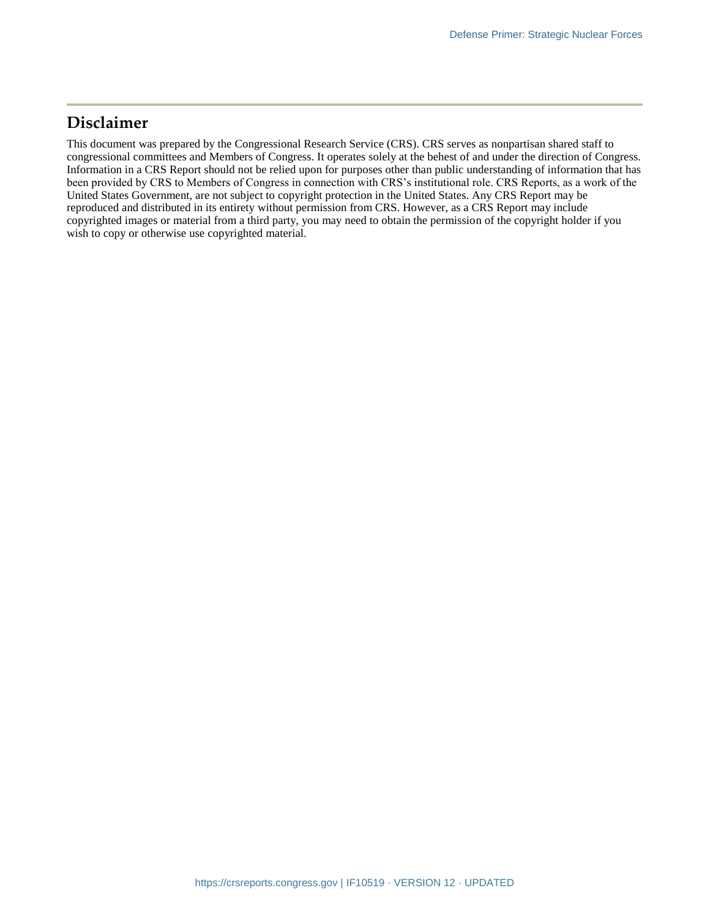## Disclaimer

This document was prepared by the Congressional Research Service (CRS). CRS serves as nonpartisan shared staff to congressional committees and Members of Congress. It operates solely at the behest of and under the direction of Congress. Information in a CRS Report should not be relied upon for purposes other than public understanding of information that has been provided by CRS to Members of Congress in connection with CRS's institutional role. CRS Reports, as a work of the United States Government, are not subject to copyright protection in the United States. Any CRS Report may be reproduced and distributed in its entirety without permission from CRS. However, as a CRS Report may include copyrighted images or material from a third party, you may need to obtain the permission of the copyright holder if you wish to copy or otherwise use copyrighted material.